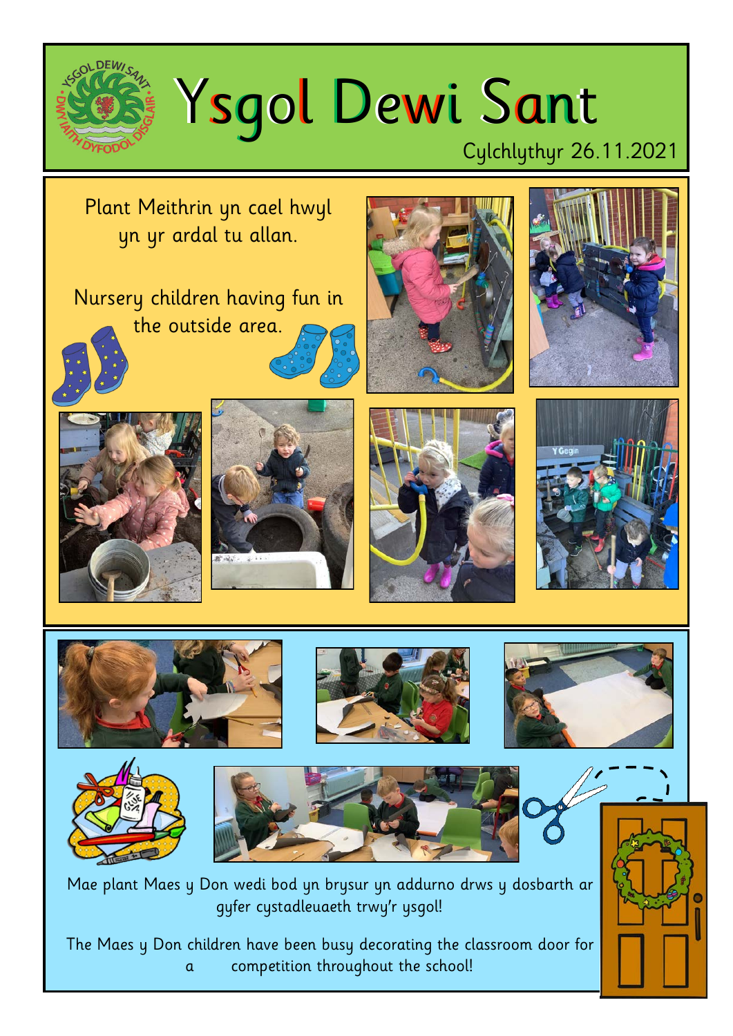# Ysgol Dewi Sant

Cylchlythyr 26.11.2021

Plant Meithrin yn cael hwyl yn yr ardal tu allan.

Nursery children having fun in the outside area.

Mae plant Maes y Don wedi bod yn brysur yn addurno drws y dosbarth ar gyfer cystadleuaeth trwy'r ysgol!

The Maes y Don children have been busy decorating the classroom door for a competition throughout the school!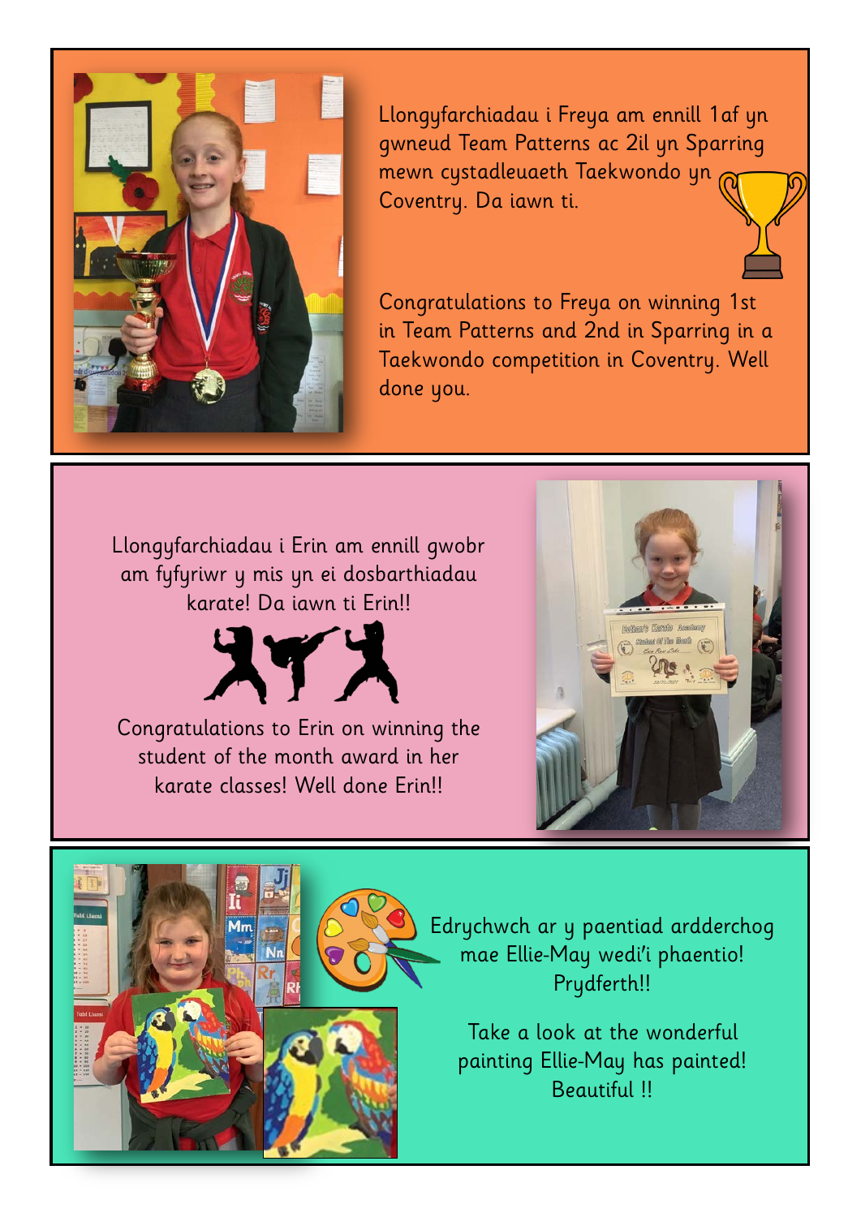Llongyfarchiadau i Freya am ennill 1af yn gwneud Team Patterns ac 2il yn Sparring mewn cystadleuaeth Taekwondo yn Coventry. Da iawn ti.

Congratulations to Freya on winning 1st in Team Patterns and 2nd in Sparring in a Taekwondo competition in Coventry. Well done you.

Llongyfarchiadau i Erin am ennill gwobr am fyfyriwr y mis yn ei dosbarthiadau karate! Da iawn ti Erin!!

Congratulations to Erin on winning the student of the month award in her karate classes! Well done Erin!!

Edrychwch ar y paentiad ardderchog mae Ellie-May wedi'i phaentio! Prydferth!!

Take a look at the wonderful painting Ellie-May has painted! Beautiful !!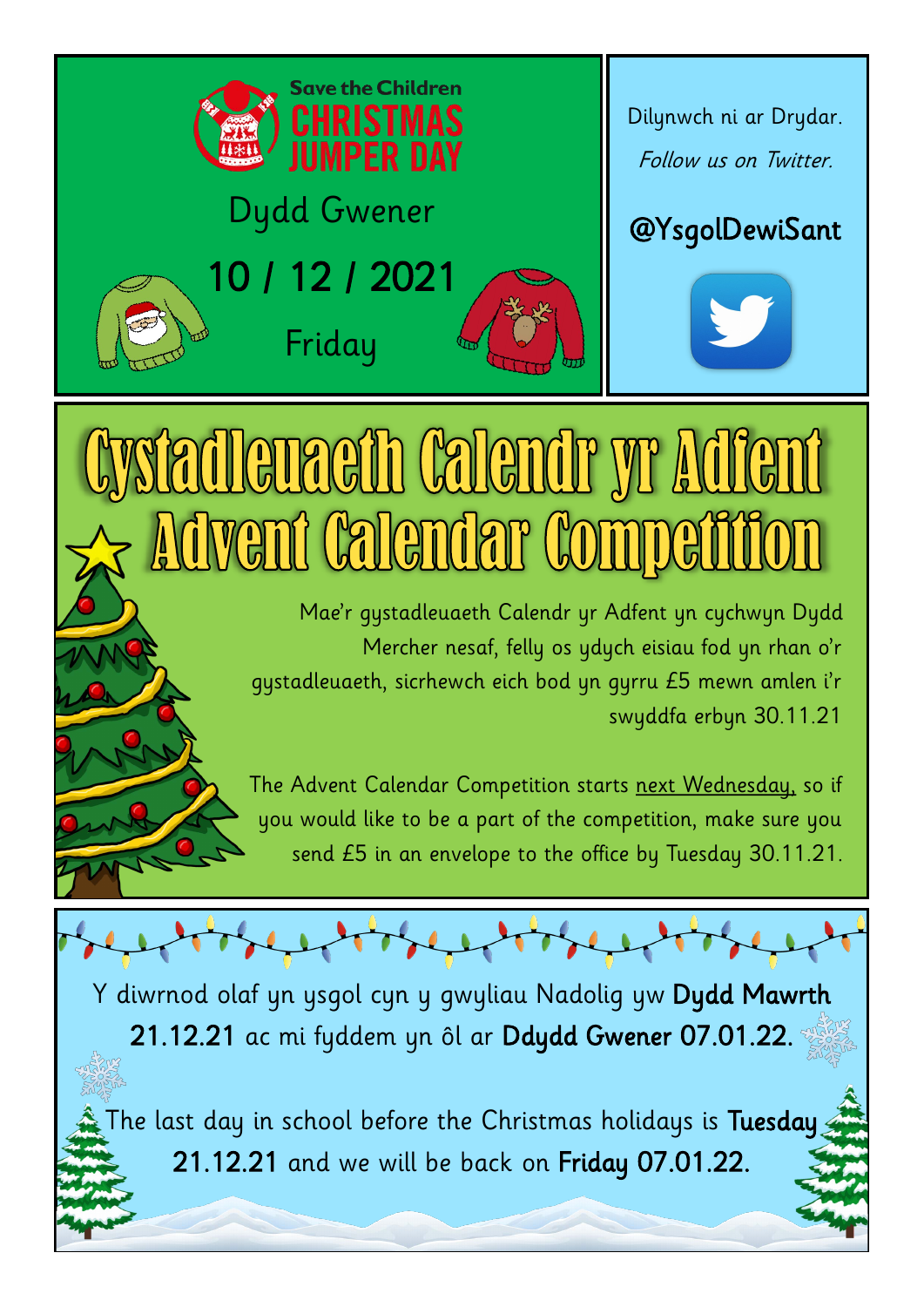Save the Children
**CHRISTMAS JUMPER DAY**

Dydd Gwener

10 / 12 / 2021

Friday

Dilynwch ni ar Drydar.

*Follow us on Twitter.*

@YsgolDewiSant

# Cystadleuaeth Calendr yr Adfent
# Advent Calendar Competition

Mae'r gystadleuaeth Calendr yr Adfent yn cychwyn Dydd Mercher nesaf, felly os ydych eisiau fod yn rhan o'r gystadleuaeth, sicrhewch eich bod yn gyrru £5 mewn amlen i'r swyddfa erbyn 30.11.21

The Advent Calendar Competition starts <u>next Wednesday,</u> so if you would like to be a part of the competition, make sure you send £5 in an envelope to the office by Tuesday 30.11.21.

Y diwrnod olaf yn ysgol cyn y gwyliau Nadolig yw **Dydd Mawrth 21.12.21** ac mi fyddem yn ôl ar **Ddydd Gwener 07.01.22**.

The last day in school before the Christmas holidays is **Tuesday 21.12.21** and we will be back on **Friday 07.01.22**.